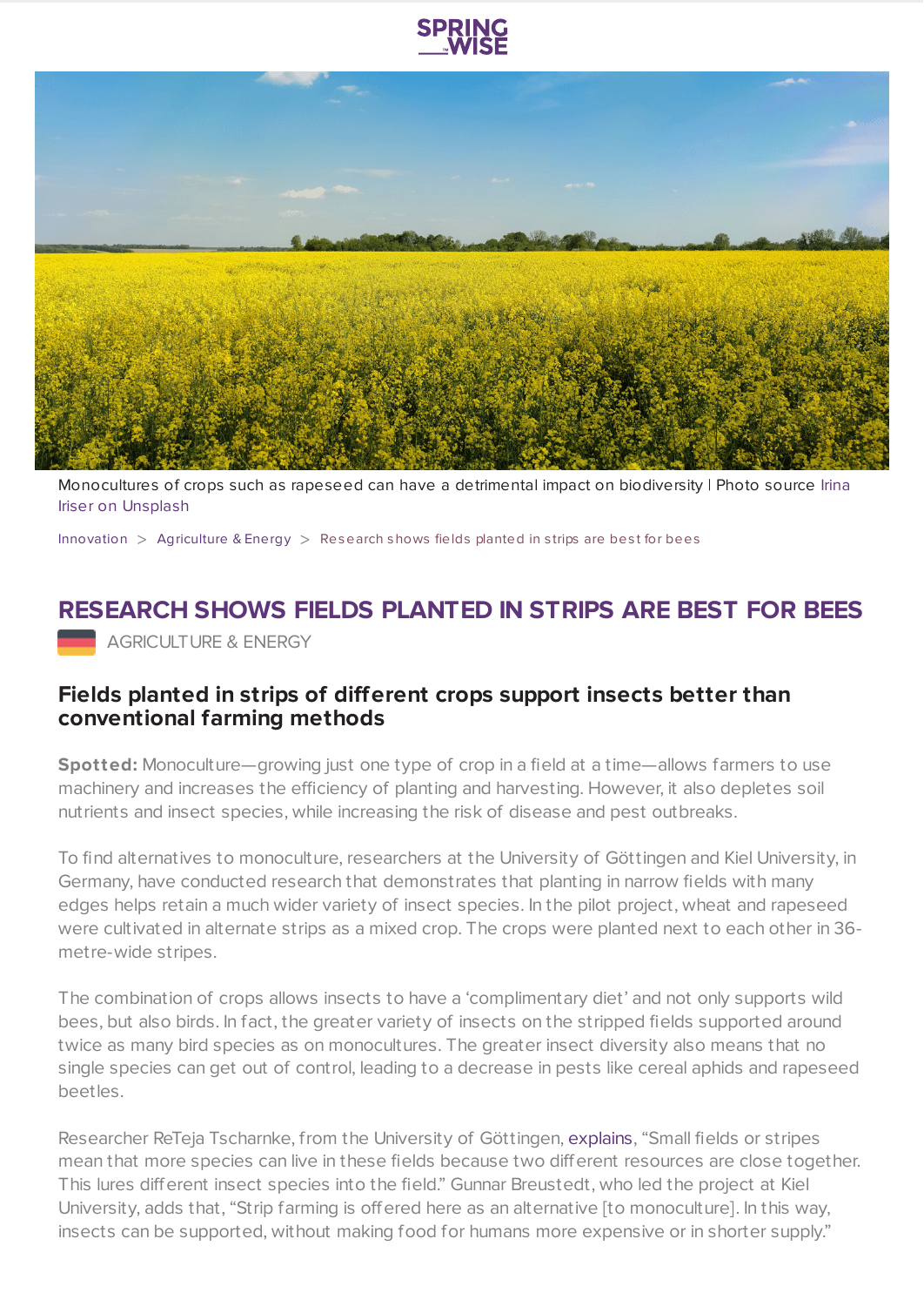Monocultures of crops such as rapeseed can have a detrimental impact on biodiversity | Photo source Irina Iriser on Unsplash

Innovation > Agriculture & Energy > Research shows fields planted in strips are best for bees

# RESEARCH SHOWS FIELDS PLANTED IN STRIPS ARE BEST FOR BEES

AGRICULTURE & ENERGY

## Fields planted in strips of different crops support insects better than conventional farming methods

**Spotted:** Monoculture—growing just one type of crop in a field at a time—allows farmers to use machinery and increases the efficiency of planting and harvesting. However, it also depletes soil nutrients and insect species, while increasing the risk of disease and pest outbreaks.

To find alternatives to monoculture, researchers at the University of Göttingen and Kiel University, in Germany, have conducted research that demonstrates that planting in narrow fields with many edges helps retain a much wider variety of insect species. In the pilot project, wheat and rapeseed were cultivated in alternate strips as a mixed crop. The crops were planted next to each other in 36-metre-wide stripes.

The combination of crops allows insects to have a 'complimentary diet' and not only supports wild bees, but also birds. In fact, the greater variety of insects on the stripped fields supported around twice as many bird species as on monocultures. The greater insect diversity also means that no single species can get out of control, leading to a decrease in pests like cereal aphids and rapeseed beetles.

Researcher ReTeja Tscharnke, from the University of Göttingen, explains, "Small fields or stripes mean that more species can live in these fields because two different resources are close together. This lures different insect species into the field." Gunnar Breustedt, who led the project at Kiel University, adds that, "Strip farming is offered here as an alternative [to monoculture]. In this way, insects can be supported, without making food for humans more expensive or in shorter supply."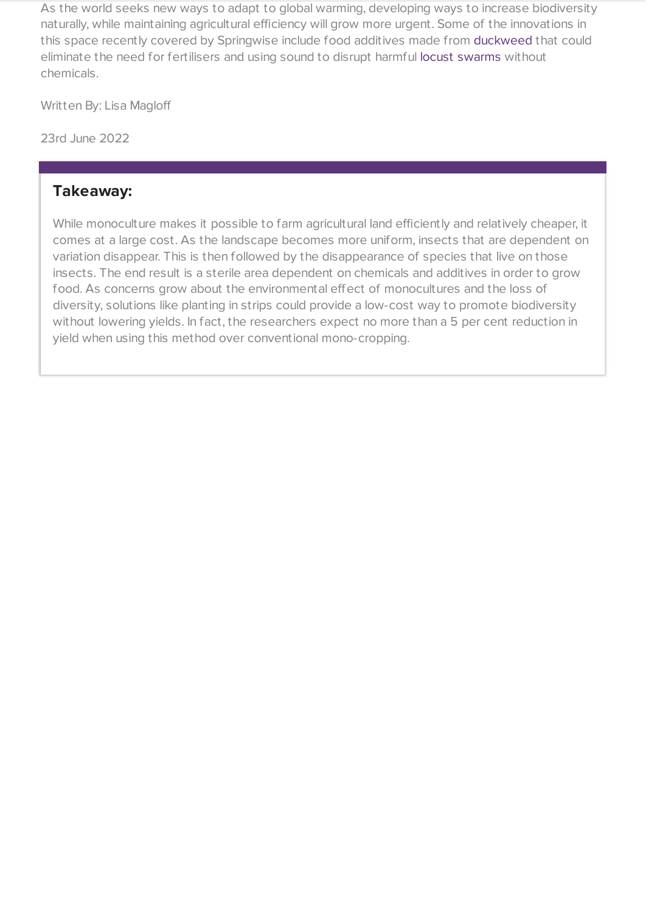As the world seeks new ways to adapt to global warming, developing ways to increase biodiversity naturally, while maintaining agricultural efficiency will grow more urgent. Some of the innovations in this space recently covered by Springwise include food additives made from duckweed that could eliminate the need for fertilisers and using sound to disrupt harmful locust swarms without chemicals.

Written By: Lisa Magloff

23rd June 2022

## Takeaway:

While monoculture makes it possible to farm agricultural land efficiently and relatively cheaper, it comes at a large cost. As the landscape becomes more uniform, insects that are dependent on variation disappear. This is then followed by the disappearance of species that live on those insects. The end result is a sterile area dependent on chemicals and additives in order to grow food. As concerns grow about the environmental effect of monocultures and the loss of diversity, solutions like planting in strips could provide a low-cost way to promote biodiversity without lowering yields. In fact, the researchers expect no more than a 5 per cent reduction in yield when using this method over conventional mono-cropping.